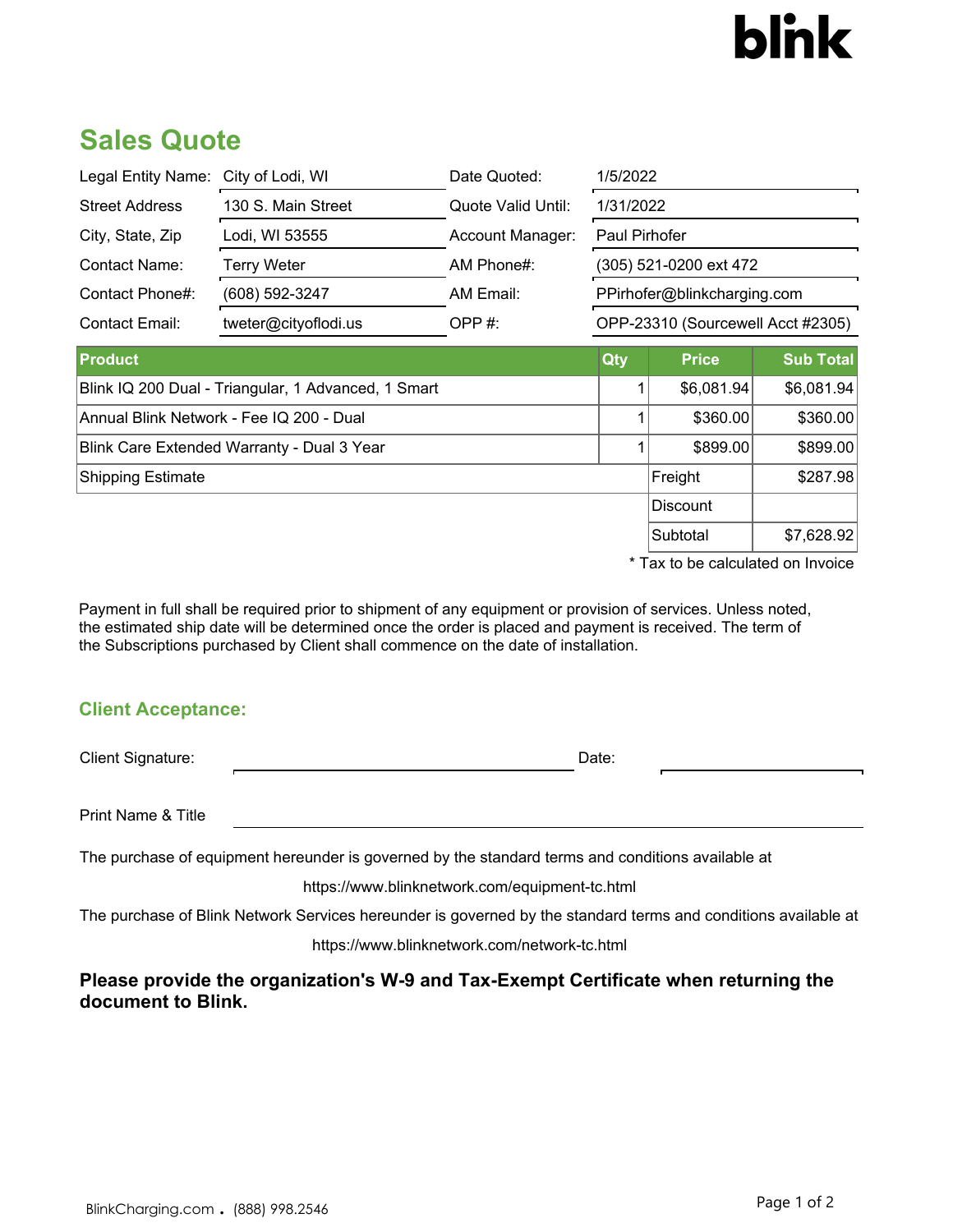blink

# Sales Quote

| | | | |
|---|---|---|---|
| Legal Entity Name: | City of Lodi, WI | Date Quoted: | 1/5/2022 |
| Street Address | 130 S. Main Street | Quote Valid Until: | 1/31/2022 |
| City, State, Zip | Lodi, WI 53555 | Account Manager: | Paul Pirhofer |
| Contact Name: | Terry Weter | AM Phone#: | (305) 521-0200 ext 472 |
| Contact Phone#: | (608) 592-3247 | AM Email: | PPirhofer@blinkcharging.com |
| Contact Email: | tweter@cityoflodi.us | OPP #: | OPP-23310 (Sourcewell Acct #2305) |

| Product | Qty | Price | Sub Total |
|---|---|---|---|
| Blink IQ 200 Dual - Triangular, 1 Advanced, 1 Smart | 1 | $6,081.94 | $6,081.94 |
| Annual Blink Network - Fee IQ 200 - Dual | 1 | $360.00 | $360.00 |
| Blink Care Extended Warranty - Dual 3 Year | 1 | $899.00 | $899.00 |
| Shipping Estimate | | Freight | $287.98 |
| | | Discount | |
| | | Subtotal | $7,628.92 |

* Tax to be calculated on Invoice

Payment in full shall be required prior to shipment of any equipment or provision of services. Unless noted, the estimated ship date will be determined once the order is placed and payment is received. The term of the Subscriptions purchased by Client shall commence on the date of installation.

## Client Acceptance:

Client Signature: ______________________ Date: ____________

Print Name & Title ______________________

The purchase of equipment hereunder is governed by the standard terms and conditions available at

https://www.blinknetwork.com/equipment-tc.html

The purchase of Blink Network Services hereunder is governed by the standard terms and conditions available at

https://www.blinknetwork.com/network-tc.html

**Please provide the organization's W-9 and Tax-Exempt Certificate when returning the document to Blink.**

BlinkCharging.com . (888) 998.2546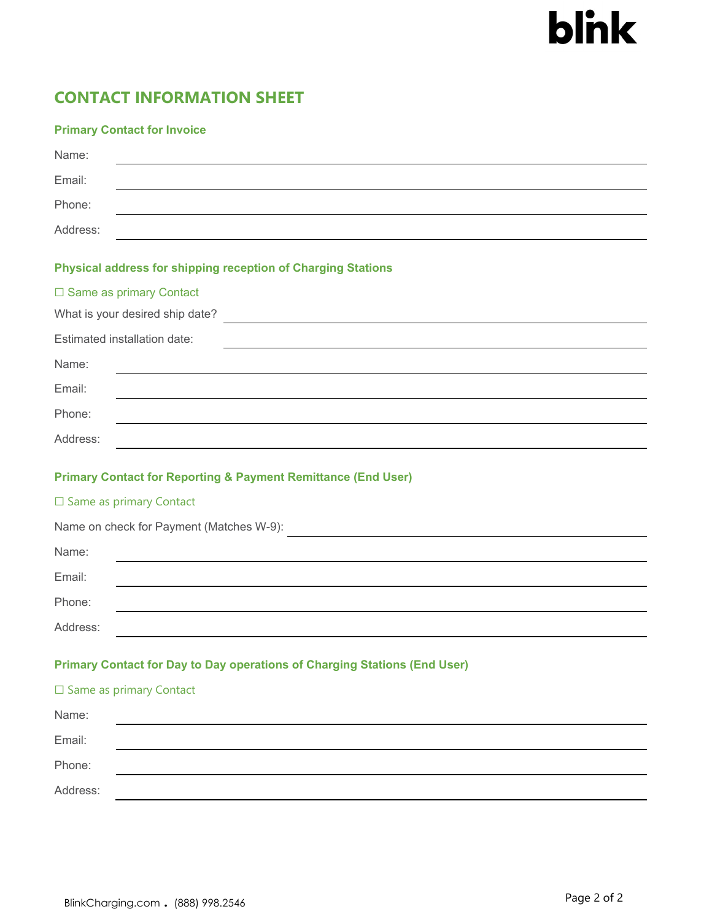# CONTACT INFORMATION SHEET

### Primary Contact for Invoice

Name: \_\_\_\_\_\_\_\_\_\_\_\_\_\_\_\_\_\_\_\_

Email: \_\_\_\_\_\_\_\_\_\_\_\_\_\_\_\_\_\_\_\_

Phone: \_\_\_\_\_\_\_\_\_\_\_\_\_\_\_\_\_\_\_\_

Address: \_\_\_\_\_\_\_\_\_\_\_\_\_\_\_\_\_\_\_\_

### Physical address for shipping reception of Charging Stations

☐ Same as primary Contact

What is your desired ship date? \_\_\_\_\_\_\_\_\_\_\_\_\_\_\_\_\_\_\_\_

Estimated installation date: \_\_\_\_\_\_\_\_\_\_\_\_\_\_\_\_\_\_\_\_

Name: \_\_\_\_\_\_\_\_\_\_\_\_\_\_\_\_\_\_\_\_

Email: \_\_\_\_\_\_\_\_\_\_\_\_\_\_\_\_\_\_\_\_

Phone: \_\_\_\_\_\_\_\_\_\_\_\_\_\_\_\_\_\_\_\_

Address: \_\_\_\_\_\_\_\_\_\_\_\_\_\_\_\_\_\_\_\_

### Primary Contact for Reporting & Payment Remittance (End User)

☐ Same as primary Contact

Name on check for Payment (Matches W-9): \_\_\_\_\_\_\_\_\_\_\_\_\_\_\_\_\_\_\_\_

Name: \_\_\_\_\_\_\_\_\_\_\_\_\_\_\_\_\_\_\_\_

Email: \_\_\_\_\_\_\_\_\_\_\_\_\_\_\_\_\_\_\_\_

Phone: \_\_\_\_\_\_\_\_\_\_\_\_\_\_\_\_\_\_\_\_

Address: \_\_\_\_\_\_\_\_\_\_\_\_\_\_\_\_\_\_\_\_

### Primary Contact for Day to Day operations of Charging Stations (End User)

☐ Same as primary Contact

Name: \_\_\_\_\_\_\_\_\_\_\_\_\_\_\_\_\_\_\_\_

Email: \_\_\_\_\_\_\_\_\_\_\_\_\_\_\_\_\_\_\_\_

Phone: \_\_\_\_\_\_\_\_\_\_\_\_\_\_\_\_\_\_\_\_

Address: \_\_\_\_\_\_\_\_\_\_\_\_\_\_\_\_\_\_\_\_